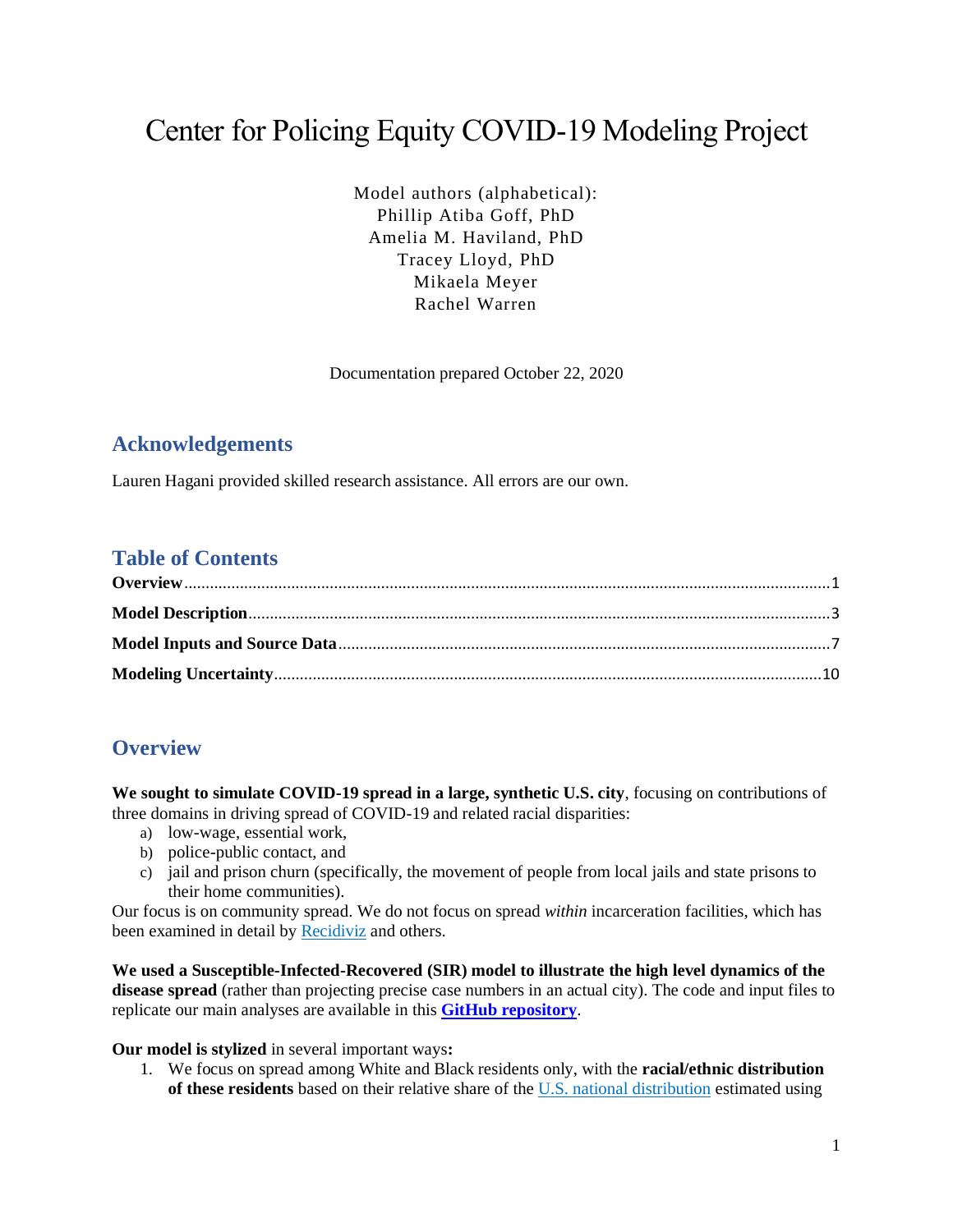# Center for Policing Equity COVID-19 Modeling Project

Model authors (alphabetical):
Phillip Atiba Goff, PhD
Amelia M. Haviland, PhD
Tracey Lloyd, PhD
Mikaela Meyer
Rachel Warren

Documentation prepared October 22, 2020

## Acknowledgements

Lauren Hagani provided skilled research assistance. All errors are our own.

## Table of Contents

**Overview**......1
**Model Description**......3
**Model Inputs and Source Data**......7
**Modeling Uncertainty**......10

## Overview

**We sought to simulate COVID-19 spread in a large, synthetic U.S. city**, focusing on contributions of three domains in driving spread of COVID-19 and related racial disparities:

a) low-wage, essential work,
b) police-public contact, and
c) jail and prison churn (specifically, the movement of people from local jails and state prisons to their home communities).

Our focus is on community spread. We do not focus on spread *within* incarceration facilities, which has been examined in detail by Recidiviz and others.

**We used a Susceptible-Infected-Recovered (SIR) model to illustrate the high level dynamics of the disease spread** (rather than projecting precise case numbers in an actual city). The code and input files to replicate our main analyses are available in this **GitHub repository**.

**Our model is stylized** in several important ways**:**

1. We focus on spread among White and Black residents only, with the **racial/ethnic distribution of these residents** based on their relative share of the U.S. national distribution estimated using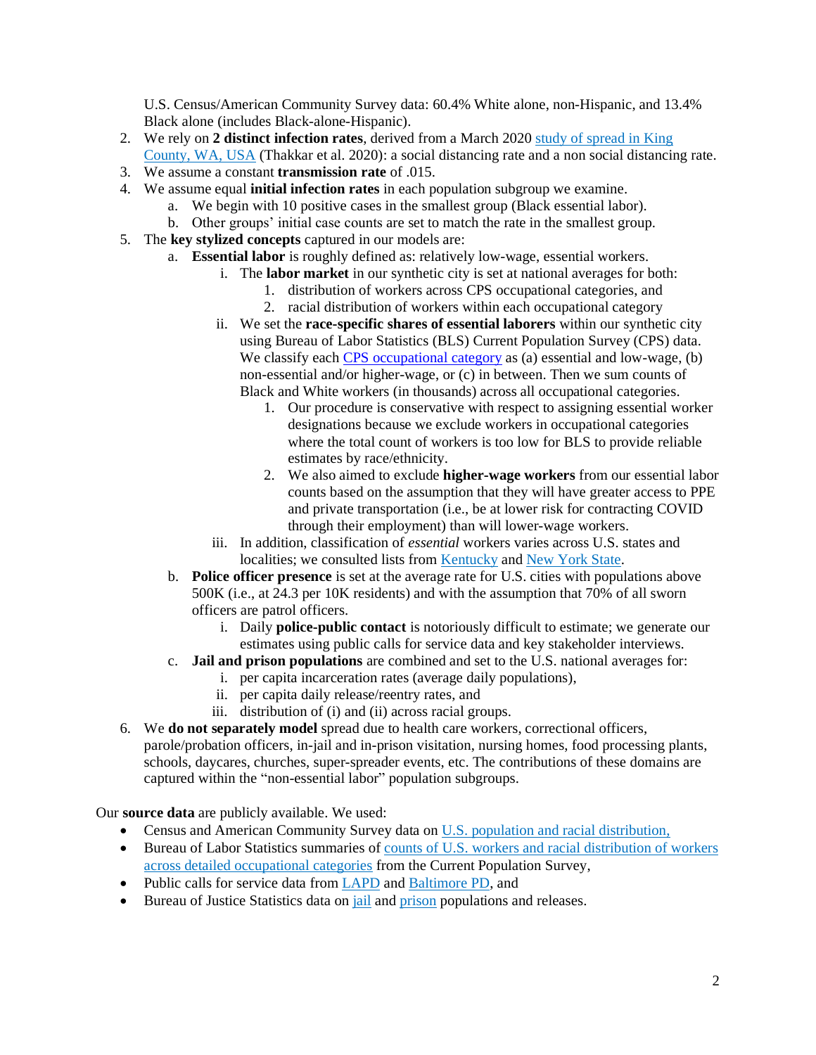U.S. Census/American Community Survey data: 60.4% White alone, non-Hispanic, and 13.4% Black alone (includes Black-alone-Hispanic).

2. We rely on **2 distinct infection rates**, derived from a March 2020 study of spread in King County, WA, USA (Thakkar et al. 2020): a social distancing rate and a non social distancing rate.
3. We assume a constant **transmission rate** of .015.
4. We assume equal **initial infection rates** in each population subgroup we examine.
   a. We begin with 10 positive cases in the smallest group (Black essential labor).
   b. Other groups' initial case counts are set to match the rate in the smallest group.
5. The **key stylized concepts** captured in our models are:
   a. **Essential labor** is roughly defined as: relatively low-wage, essential workers.
      i. The **labor market** in our synthetic city is set at national averages for both:
         1. distribution of workers across CPS occupational categories, and
         2. racial distribution of workers within each occupational category
      ii. We set the **race-specific shares of essential laborers** within our synthetic city using Bureau of Labor Statistics (BLS) Current Population Survey (CPS) data. We classify each CPS occupational category as (a) essential and low-wage, (b) non-essential and/or higher-wage, or (c) in between. Then we sum counts of Black and White workers (in thousands) across all occupational categories.
         1. Our procedure is conservative with respect to assigning essential worker designations because we exclude workers in occupational categories where the total count of workers is too low for BLS to provide reliable estimates by race/ethnicity.
         2. We also aimed to exclude **higher-wage workers** from our essential labor counts based on the assumption that they will have greater access to PPE and private transportation (i.e., be at lower risk for contracting COVID through their employment) than will lower-wage workers.
      iii. In addition, classification of *essential* workers varies across U.S. states and localities; we consulted lists from Kentucky and New York State.
   b. **Police officer presence** is set at the average rate for U.S. cities with populations above 500K (i.e., at 24.3 per 10K residents) and with the assumption that 70% of all sworn officers are patrol officers.
      i. Daily **police-public contact** is notoriously difficult to estimate; we generate our estimates using public calls for service data and key stakeholder interviews.
   c. **Jail and prison populations** are combined and set to the U.S. national averages for:
      i. per capita incarceration rates (average daily populations),
      ii. per capita daily release/reentry rates, and
      iii. distribution of (i) and (ii) across racial groups.
6. We **do not separately model** spread due to health care workers, correctional officers, parole/probation officers, in-jail and in-prison visitation, nursing homes, food processing plants, schools, daycares, churches, super-spreader events, etc. The contributions of these domains are captured within the "non-essential labor" population subgroups.

Our **source data** are publicly available. We used:

- Census and American Community Survey data on U.S. population and racial distribution,
- Bureau of Labor Statistics summaries of counts of U.S. workers and racial distribution of workers across detailed occupational categories from the Current Population Survey,
- Public calls for service data from LAPD and Baltimore PD, and
- Bureau of Justice Statistics data on jail and prison populations and releases.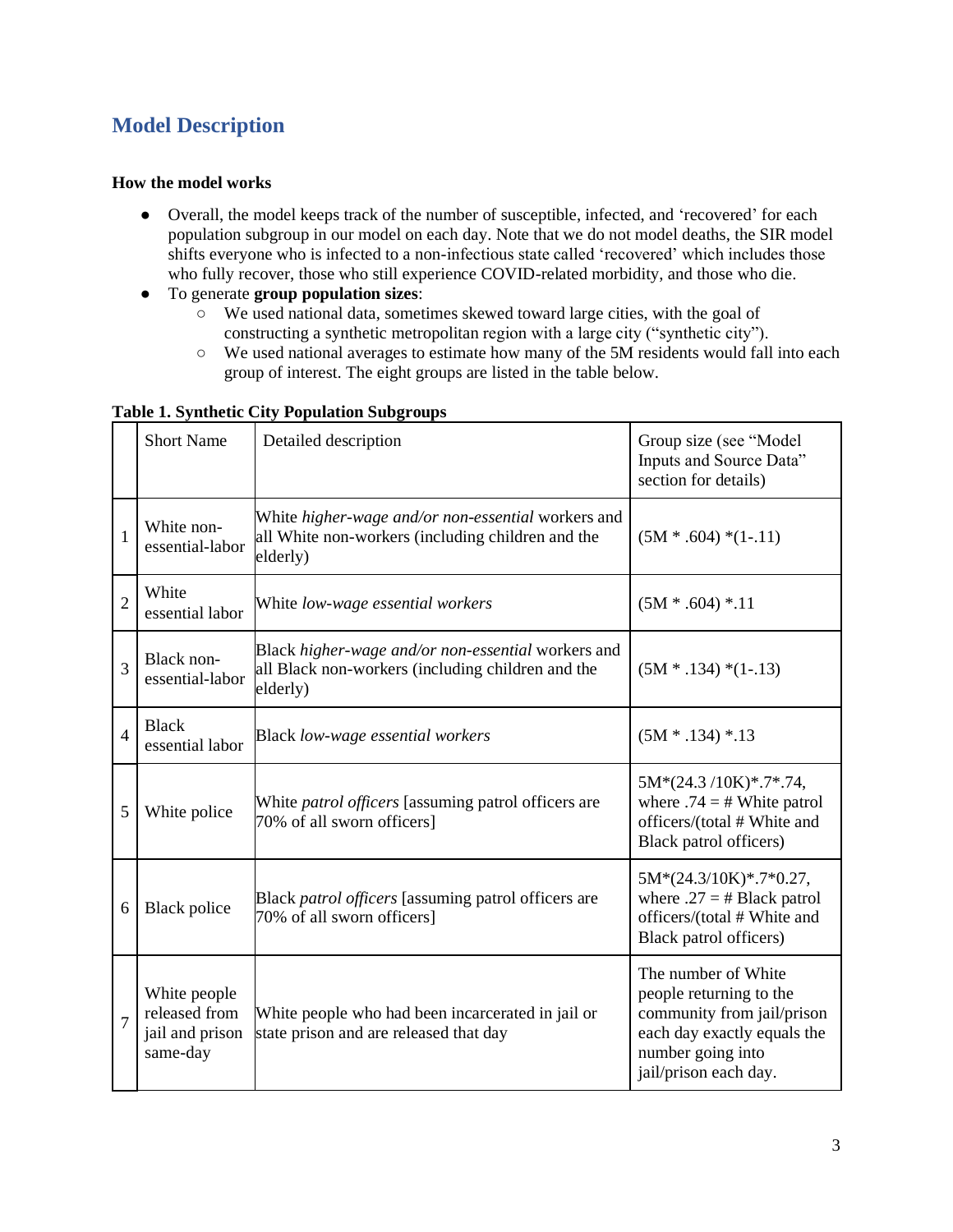## Model Description

**How the model works**

- Overall, the model keeps track of the number of susceptible, infected, and 'recovered' for each population subgroup in our model on each day. Note that we do not model deaths, the SIR model shifts everyone who is infected to a non-infectious state called 'recovered' which includes those who fully recover, those who still experience COVID-related morbidity, and those who die.
- To generate **group population sizes**:
  - We used national data, sometimes skewed toward large cities, with the goal of constructing a synthetic metropolitan region with a large city ("synthetic city").
  - We used national averages to estimate how many of the 5M residents would fall into each group of interest. The eight groups are listed in the table below.

**Table 1. Synthetic City Population Subgroups**

| | Short Name | Detailed description | Group size (see "Model Inputs and Source Data" section for details) |
|---|---|---|---|
| 1 | White non-essential-labor | White *higher-wage and/or non-essential* workers and all White non-workers (including children and the elderly) | (5M * .604) *(1-.11) |
| 2 | White essential labor | White *low-wage essential workers* | (5M * .604) *.11 |
| 3 | Black non-essential-labor | Black *higher-wage and/or non-essential* workers and all Black non-workers (including children and the elderly) | (5M * .134) *(1-.13) |
| 4 | Black essential labor | Black *low-wage essential workers* | (5M * .134) *.13 |
| 5 | White police | White *patrol officers* [assuming patrol officers are 70% of all sworn officers] | 5M*(24.3 /10K)*.7*.74, where .74 = # White patrol officers/(total # White and Black patrol officers) |
| 6 | Black police | Black *patrol officers* [assuming patrol officers are 70% of all sworn officers] | 5M*(24.3/10K)*.7*0.27, where .27 = # Black patrol officers/(total # White and Black patrol officers) |
| 7 | White people released from jail and prison same-day | White people who had been incarcerated in jail or state prison and are released that day | The number of White people returning to the community from jail/prison each day exactly equals the number going into jail/prison each day. |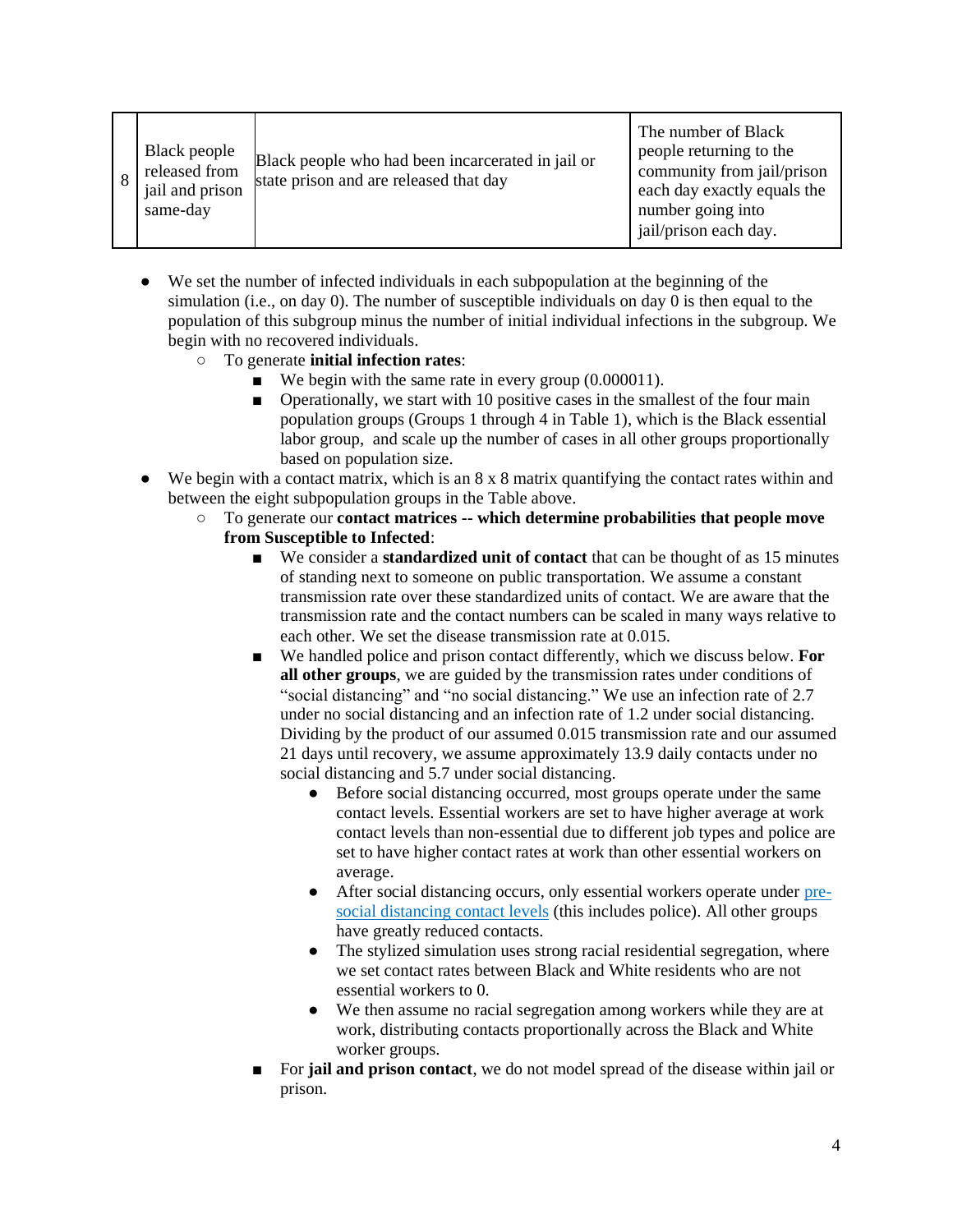| 8 | Black people released from jail and prison same-day | Black people who had been incarcerated in jail or state prison and are released that day | The number of Black people returning to the community from jail/prison each day exactly equals the number going into jail/prison each day. |
|---|---|---|---|

- We set the number of infected individuals in each subpopulation at the beginning of the simulation (i.e., on day 0). The number of susceptible individuals on day 0 is then equal to the population of this subgroup minus the number of initial individual infections in the subgroup. We begin with no recovered individuals.
    - To generate **initial infection rates**:
        - We begin with the same rate in every group (0.000011).
        - Operationally, we start with 10 positive cases in the smallest of the four main population groups (Groups 1 through 4 in Table 1), which is the Black essential labor group, and scale up the number of cases in all other groups proportionally based on population size.
- We begin with a contact matrix, which is an 8 x 8 matrix quantifying the contact rates within and between the eight subpopulation groups in the Table above.
    - To generate our **contact matrices -- which determine probabilities that people move from Susceptible to Infected**:
        - We consider a **standardized unit of contact** that can be thought of as 15 minutes of standing next to someone on public transportation. We assume a constant transmission rate over these standardized units of contact. We are aware that the transmission rate and the contact numbers can be scaled in many ways relative to each other. We set the disease transmission rate at 0.015.
        - We handled police and prison contact differently, which we discuss below. **For all other groups**, we are guided by the transmission rates under conditions of "social distancing" and "no social distancing." We use an infection rate of 2.7 under no social distancing and an infection rate of 1.2 under social distancing. Dividing by the product of our assumed 0.015 transmission rate and our assumed 21 days until recovery, we assume approximately 13.9 daily contacts under no social distancing and 5.7 under social distancing.
            - Before social distancing occurred, most groups operate under the same contact levels. Essential workers are set to have higher average at work contact levels than non-essential due to different job types and police are set to have higher contact rates at work than other essential workers on average.
            - After social distancing occurs, only essential workers operate under pre-social distancing contact levels (this includes police). All other groups have greatly reduced contacts.
            - The stylized simulation uses strong racial residential segregation, where we set contact rates between Black and White residents who are not essential workers to 0.
            - We then assume no racial segregation among workers while they are at work, distributing contacts proportionally across the Black and White worker groups.
        - For **jail and prison contact**, we do not model spread of the disease within jail or prison.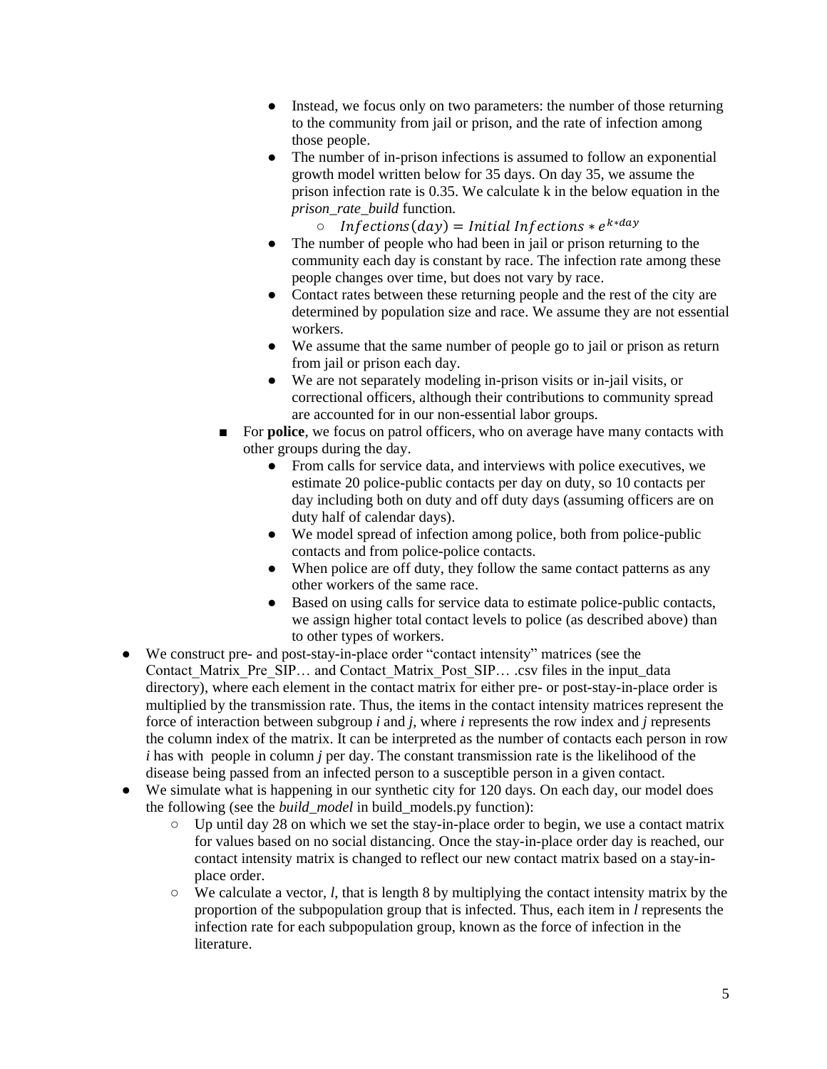- Instead, we focus only on two parameters: the number of those returning to the community from jail or prison, and the rate of infection among those people.
- The number of in-prison infections is assumed to follow an exponential growth model written below for 35 days. On day 35, we assume the prison infection rate is 0.35. We calculate k in the below equation in the *prison_rate_build* function.
  - $Infections(day) = Initial\ Infections * e^{k*day}$
- The number of people who had been in jail or prison returning to the community each day is constant by race. The infection rate among these people changes over time, but does not vary by race.
- Contact rates between these returning people and the rest of the city are determined by population size and race. We assume they are not essential workers.
- We assume that the same number of people go to jail or prison as return from jail or prison each day.
- We are not separately modeling in-prison visits or in-jail visits, or correctional officers, although their contributions to community spread are accounted for in our non-essential labor groups.

■ For **police**, we focus on patrol officers, who on average have many contacts with other groups during the day.

- From calls for service data, and interviews with police executives, we estimate 20 police-public contacts per day on duty, so 10 contacts per day including both on duty and off duty days (assuming officers are on duty half of calendar days).
- We model spread of infection among police, both from police-public contacts and from police-police contacts.
- When police are off duty, they follow the same contact patterns as any other workers of the same race.
- Based on using calls for service data to estimate police-public contacts, we assign higher total contact levels to police (as described above) than to other types of workers.

- We construct pre- and post-stay-in-place order "contact intensity" matrices (see the Contact_Matrix_Pre_SIP… and Contact_Matrix_Post_SIP… .csv files in the input_data directory), where each element in the contact matrix for either pre- or post-stay-in-place order is multiplied by the transmission rate. Thus, the items in the contact intensity matrices represent the force of interaction between subgroup *i* and *j*, where *i* represents the row index and *j* represents the column index of the matrix. It can be interpreted as the number of contacts each person in row *i* has with people in column *j* per day. The constant transmission rate is the likelihood of the disease being passed from an infected person to a susceptible person in a given contact.
- We simulate what is happening in our synthetic city for 120 days. On each day, our model does the following (see the *build_model* in build_models.py function):
  - Up until day 28 on which we set the stay-in-place order to begin, we use a contact matrix for values based on no social distancing. Once the stay-in-place order day is reached, our contact intensity matrix is changed to reflect our new contact matrix based on a stay-in-place order.
  - We calculate a vector, *l*, that is length 8 by multiplying the contact intensity matrix by the proportion of the subpopulation group that is infected. Thus, each item in *l* represents the infection rate for each subpopulation group, known as the force of infection in the literature.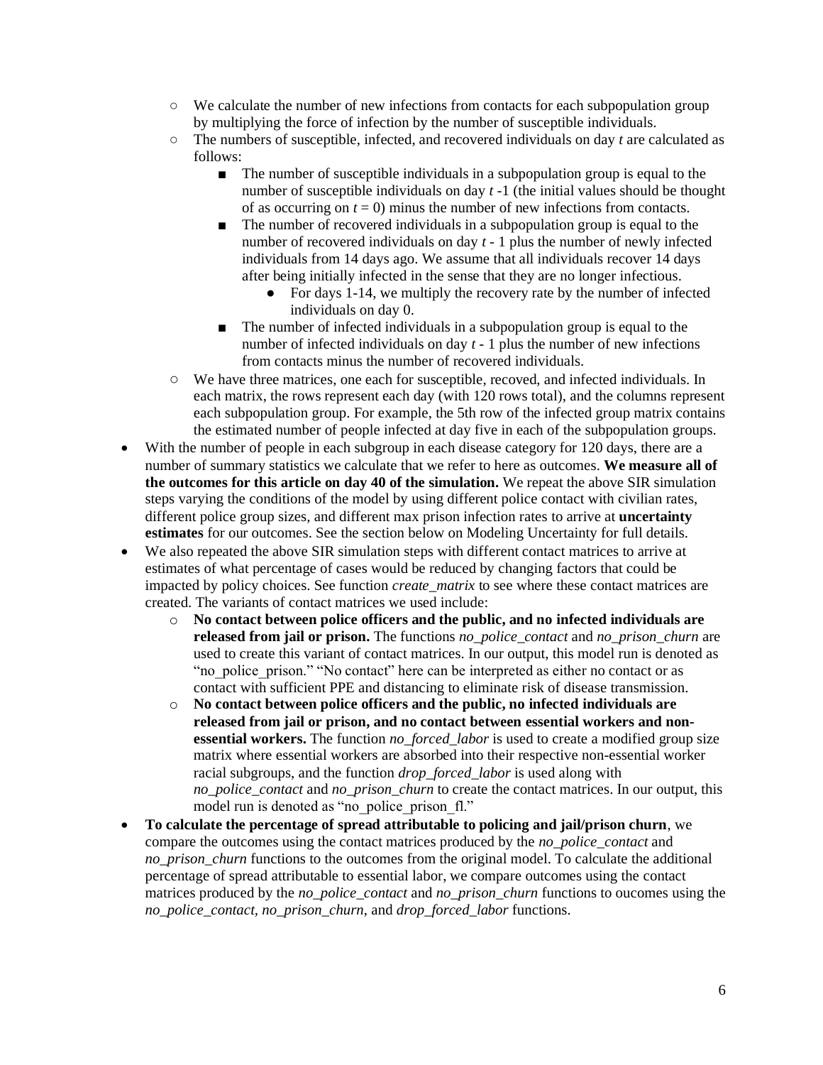- We calculate the number of new infections from contacts for each subpopulation group by multiplying the force of infection by the number of susceptible individuals.
- The numbers of susceptible, infected, and recovered individuals on day *t* are calculated as follows:
  - The number of susceptible individuals in a subpopulation group is equal to the number of susceptible individuals on day *t* -1 (the initial values should be thought of as occurring on $t = 0$) minus the number of new infections from contacts.
  - The number of recovered individuals in a subpopulation group is equal to the number of recovered individuals on day *t* - 1 plus the number of newly infected individuals from 14 days ago. We assume that all individuals recover 14 days after being initially infected in the sense that they are no longer infectious.
    - For days 1-14, we multiply the recovery rate by the number of infected individuals on day 0.
  - The number of infected individuals in a subpopulation group is equal to the number of infected individuals on day *t* - 1 plus the number of new infections from contacts minus the number of recovered individuals.
- We have three matrices, one each for susceptible, recoved, and infected individuals. In each matrix, the rows represent each day (with 120 rows total), and the columns represent each subpopulation group. For example, the 5th row of the infected group matrix contains the estimated number of people infected at day five in each of the subpopulation groups.

- With the number of people in each subgroup in each disease category for 120 days, there are a number of summary statistics we calculate that we refer to here as outcomes. **We measure all of the outcomes for this article on day 40 of the simulation.** We repeat the above SIR simulation steps varying the conditions of the model by using different police contact with civilian rates, different police group sizes, and different max prison infection rates to arrive at **uncertainty estimates** for our outcomes. See the section below on Modeling Uncertainty for full details.
- We also repeated the above SIR simulation steps with different contact matrices to arrive at estimates of what percentage of cases would be reduced by changing factors that could be impacted by policy choices. See function *create_matrix* to see where these contact matrices are created. The variants of contact matrices we used include:
  - **No contact between police officers and the public, and no infected individuals are released from jail or prison.** The functions *no_police_contact* and *no_prison_churn* are used to create this variant of contact matrices. In our output, this model run is denoted as "no_police_prison." "No contact" here can be interpreted as either no contact or as contact with sufficient PPE and distancing to eliminate risk of disease transmission.
  - **No contact between police officers and the public, no infected individuals are released from jail or prison, and no contact between essential workers and non-essential workers.** The function *no_forced_labor* is used to create a modified group size matrix where essential workers are absorbed into their respective non-essential worker racial subgroups, and the function *drop_forced_labor* is used along with *no_police_contact* and *no_prison_churn* to create the contact matrices. In our output, this model run is denoted as "no_police_prison_fl."
- **To calculate the percentage of spread attributable to policing and jail/prison churn**, we compare the outcomes using the contact matrices produced by the *no_police_contact* and *no_prison_churn* functions to the outcomes from the original model. To calculate the additional percentage of spread attributable to essential labor, we compare outcomes using the contact matrices produced by the *no_police_contact* and *no_prison_churn* functions to oucomes using the *no_police_contact*, *no_prison_churn*, and *drop_forced_labor* functions.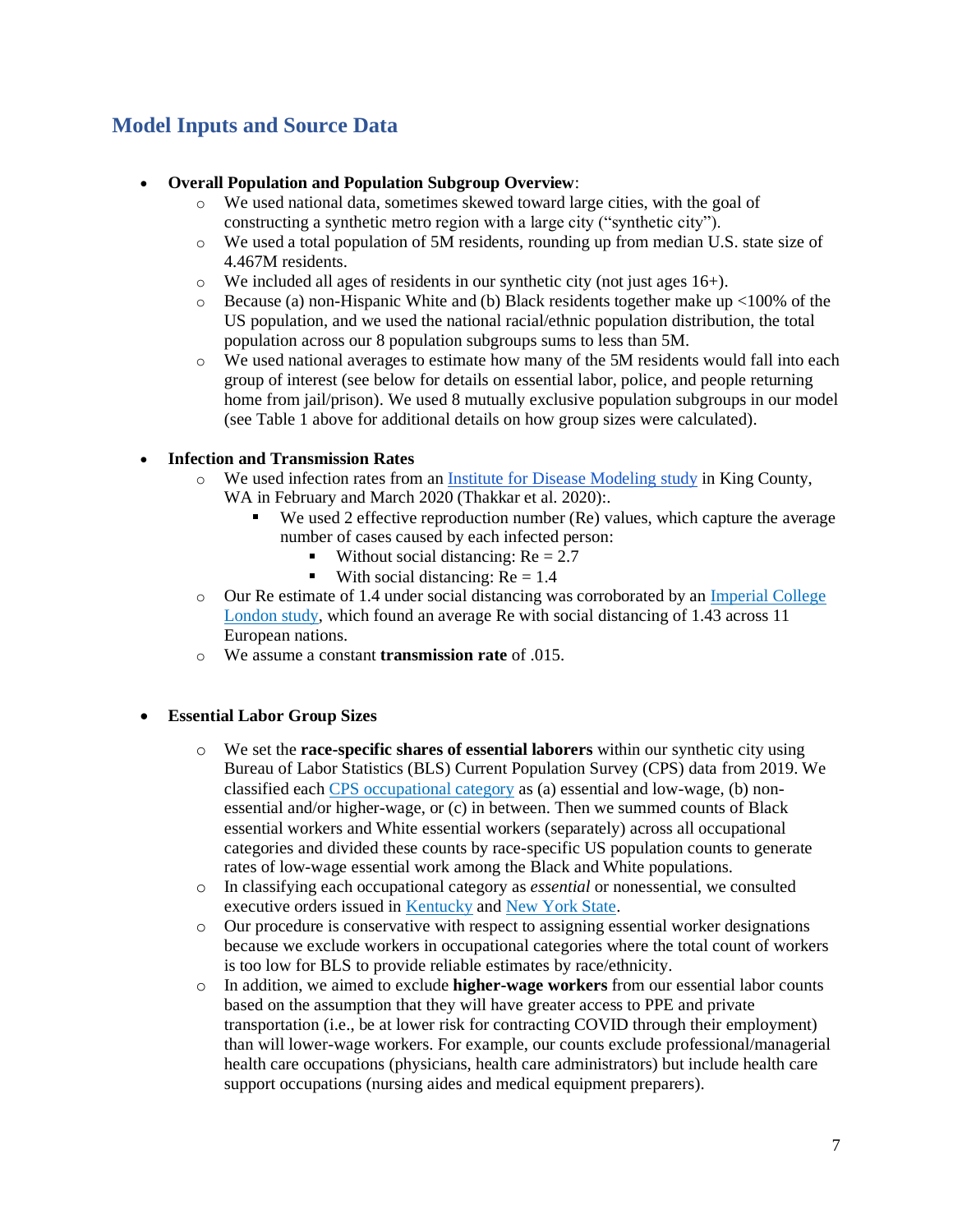## Model Inputs and Source Data

- **Overall Population and Population Subgroup Overview**:
  - We used national data, sometimes skewed toward large cities, with the goal of constructing a synthetic metro region with a large city ("synthetic city").
  - We used a total population of 5M residents, rounding up from median U.S. state size of 4.467M residents.
  - We included all ages of residents in our synthetic city (not just ages 16+).
  - Because (a) non-Hispanic White and (b) Black residents together make up <100% of the US population, and we used the national racial/ethnic population distribution, the total population across our 8 population subgroups sums to less than 5M.
  - We used national averages to estimate how many of the 5M residents would fall into each group of interest (see below for details on essential labor, police, and people returning home from jail/prison). We used 8 mutually exclusive population subgroups in our model (see Table 1 above for additional details on how group sizes were calculated).

- **Infection and Transmission Rates**
  - We used infection rates from an Institute for Disease Modeling study in King County, WA in February and March 2020 (Thakkar et al. 2020):.
    - We used 2 effective reproduction number (Re) values, which capture the average number of cases caused by each infected person:
      - Without social distancing: Re = 2.7
      - With social distancing: Re = 1.4
  - Our Re estimate of 1.4 under social distancing was corroborated by an Imperial College London study, which found an average Re with social distancing of 1.43 across 11 European nations.
  - We assume a constant **transmission rate** of .015.

- **Essential Labor Group Sizes**
  - We set the **race-specific shares of essential laborers** within our synthetic city using Bureau of Labor Statistics (BLS) Current Population Survey (CPS) data from 2019. We classified each CPS occupational category as (a) essential and low-wage, (b) non-essential and/or higher-wage, or (c) in between. Then we summed counts of Black essential workers and White essential workers (separately) across all occupational categories and divided these counts by race-specific US population counts to generate rates of low-wage essential work among the Black and White populations.
  - In classifying each occupational category as *essential* or nonessential, we consulted executive orders issued in Kentucky and New York State.
  - Our procedure is conservative with respect to assigning essential worker designations because we exclude workers in occupational categories where the total count of workers is too low for BLS to provide reliable estimates by race/ethnicity.
  - In addition, we aimed to exclude **higher-wage workers** from our essential labor counts based on the assumption that they will have greater access to PPE and private transportation (i.e., be at lower risk for contracting COVID through their employment) than will lower-wage workers. For example, our counts exclude professional/managerial health care occupations (physicians, health care administrators) but include health care support occupations (nursing aides and medical equipment preparers).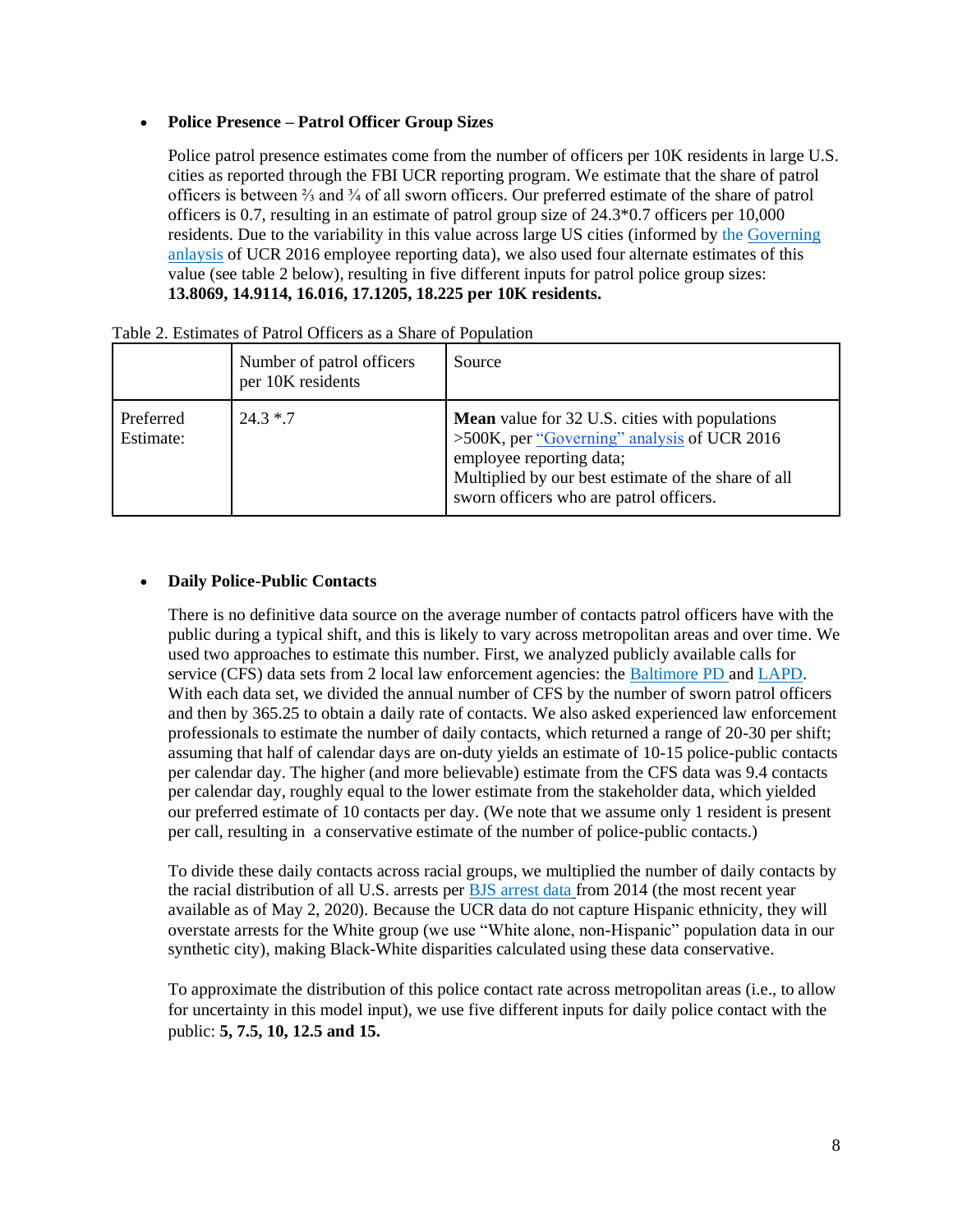- **Police Presence – Patrol Officer Group Sizes**

  Police patrol presence estimates come from the number of officers per 10K residents in large U.S. cities as reported through the FBI UCR reporting program. We estimate that the share of patrol officers is between ⅔ and ¾ of all sworn officers. Our preferred estimate of the share of patrol officers is 0.7, resulting in an estimate of patrol group size of 24.3*0.7 officers per 10,000 residents. Due to the variability in this value across large US cities (informed by the Governing anlaysis of UCR 2016 employee reporting data), we also used four alternate estimates of this value (see table 2 below), resulting in five different inputs for patrol police group sizes: **13.8069, 14.9114, 16.016, 17.1205, 18.225 per 10K residents.**

Table 2. Estimates of Patrol Officers as a Share of Population

| | Number of patrol officers per 10K residents | Source |
| --- | --- | --- |
| Preferred Estimate: | 24.3 *.7 | **Mean** value for 32 U.S. cities with populations >500K, per "Governing" analysis of UCR 2016 employee reporting data; Multiplied by our best estimate of the share of all sworn officers who are patrol officers. |

- **Daily Police-Public Contacts**

  There is no definitive data source on the average number of contacts patrol officers have with the public during a typical shift, and this is likely to vary across metropolitan areas and over time. We used two approaches to estimate this number. First, we analyzed publicly available calls for service (CFS) data sets from 2 local law enforcement agencies: the Baltimore PD and LAPD. With each data set, we divided the annual number of CFS by the number of sworn patrol officers and then by 365.25 to obtain a daily rate of contacts. We also asked experienced law enforcement professionals to estimate the number of daily contacts, which returned a range of 20-30 per shift; assuming that half of calendar days are on-duty yields an estimate of 10-15 police-public contacts per calendar day. The higher (and more believable) estimate from the CFS data was 9.4 contacts per calendar day, roughly equal to the lower estimate from the stakeholder data, which yielded our preferred estimate of 10 contacts per day. (We note that we assume only 1 resident is present per call, resulting in a conservative estimate of the number of police-public contacts.)

  To divide these daily contacts across racial groups, we multiplied the number of daily contacts by the racial distribution of all U.S. arrests per BJS arrest data from 2014 (the most recent year available as of May 2, 2020). Because the UCR data do not capture Hispanic ethnicity, they will overstate arrests for the White group (we use "White alone, non-Hispanic" population data in our synthetic city), making Black-White disparities calculated using these data conservative.

  To approximate the distribution of this police contact rate across metropolitan areas (i.e., to allow for uncertainty in this model input), we use five different inputs for daily police contact with the public: **5, 7.5, 10, 12.5 and 15.**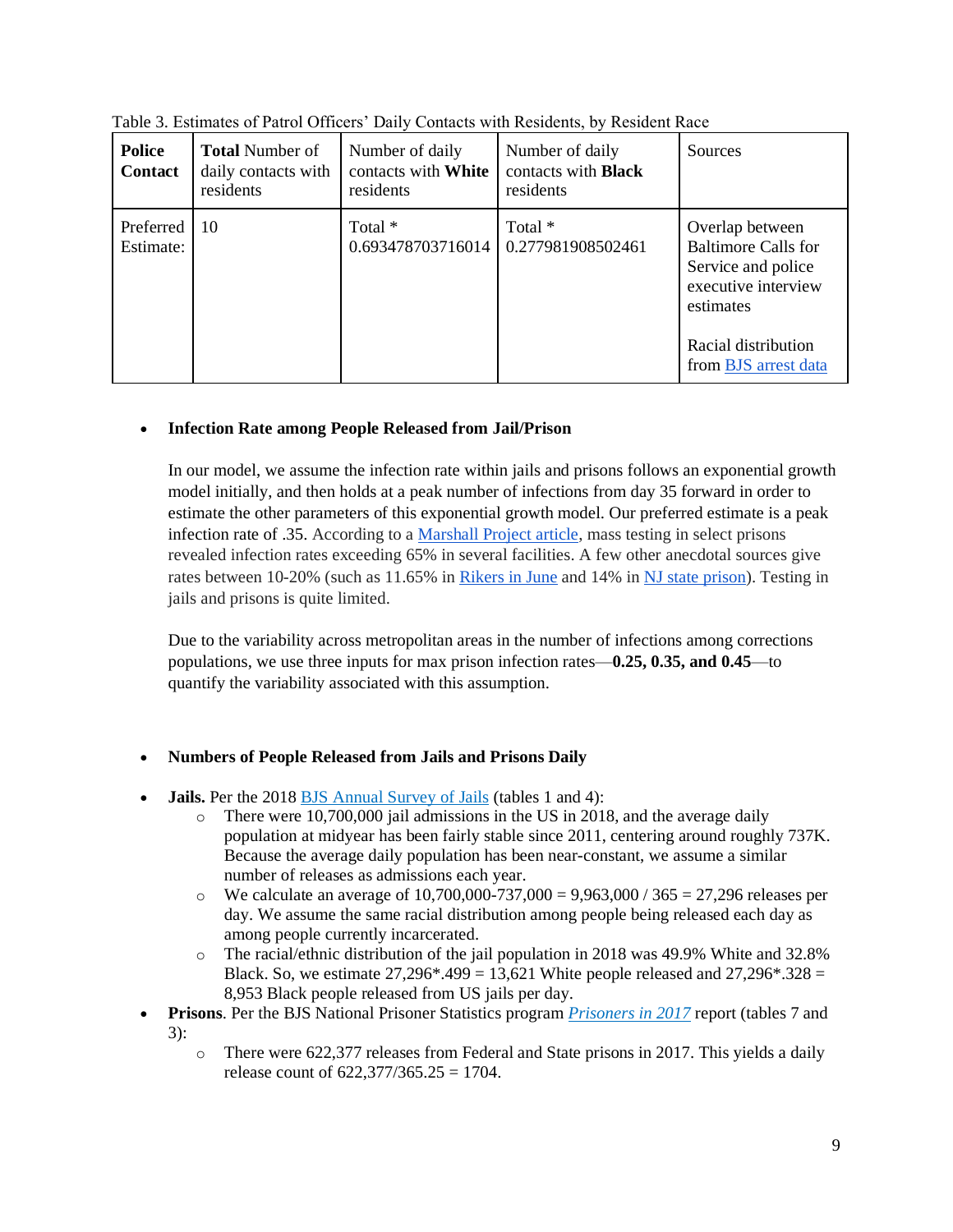Table 3. Estimates of Patrol Officers' Daily Contacts with Residents, by Resident Race

| **Police Contact** | **Total** Number of daily contacts with residents | Number of daily contacts with **White** residents | Number of daily contacts with **Black** residents | Sources |
|---|---|---|---|---|
| Preferred Estimate: | 10 | Total * 0.693478703716014 | Total * 0.277981908502461 | Overlap between Baltimore Calls for Service and police executive interview estimates<br><br>Racial distribution from BJS arrest data |

- **Infection Rate among People Released from Jail/Prison**

  In our model, we assume the infection rate within jails and prisons follows an exponential growth model initially, and then holds at a peak number of infections from day 35 forward in order to estimate the other parameters of this exponential growth model. Our preferred estimate is a peak infection rate of .35. According to a Marshall Project article, mass testing in select prisons revealed infection rates exceeding 65% in several facilities. A few other anecdotal sources give rates between 10-20% (such as 11.65% in Rikers in June and 14% in NJ state prison). Testing in jails and prisons is quite limited.

  Due to the variability across metropolitan areas in the number of infections among corrections populations, we use three inputs for max prison infection rates—**0.25, 0.35, and 0.45**—to quantify the variability associated with this assumption.

- **Numbers of People Released from Jails and Prisons Daily**

- **Jails.** Per the 2018 BJS Annual Survey of Jails (tables 1 and 4):
  - There were 10,700,000 jail admissions in the US in 2018, and the average daily population at midyear has been fairly stable since 2011, centering around roughly 737K. Because the average daily population has been near-constant, we assume a similar number of releases as admissions each year.
  - We calculate an average of 10,700,000-737,000 = 9,963,000 / 365 = 27,296 releases per day. We assume the same racial distribution among people being released each day as among people currently incarcerated.
  - The racial/ethnic distribution of the jail population in 2018 was 49.9% White and 32.8% Black. So, we estimate 27,296*.499 = 13,621 White people released and 27,296*.328 = 8,953 Black people released from US jails per day.
- **Prisons**. Per the BJS National Prisoner Statistics program *Prisoners in 2017* report (tables 7 and 3):
  - There were 622,377 releases from Federal and State prisons in 2017. This yields a daily release count of 622,377/365.25 = 1704.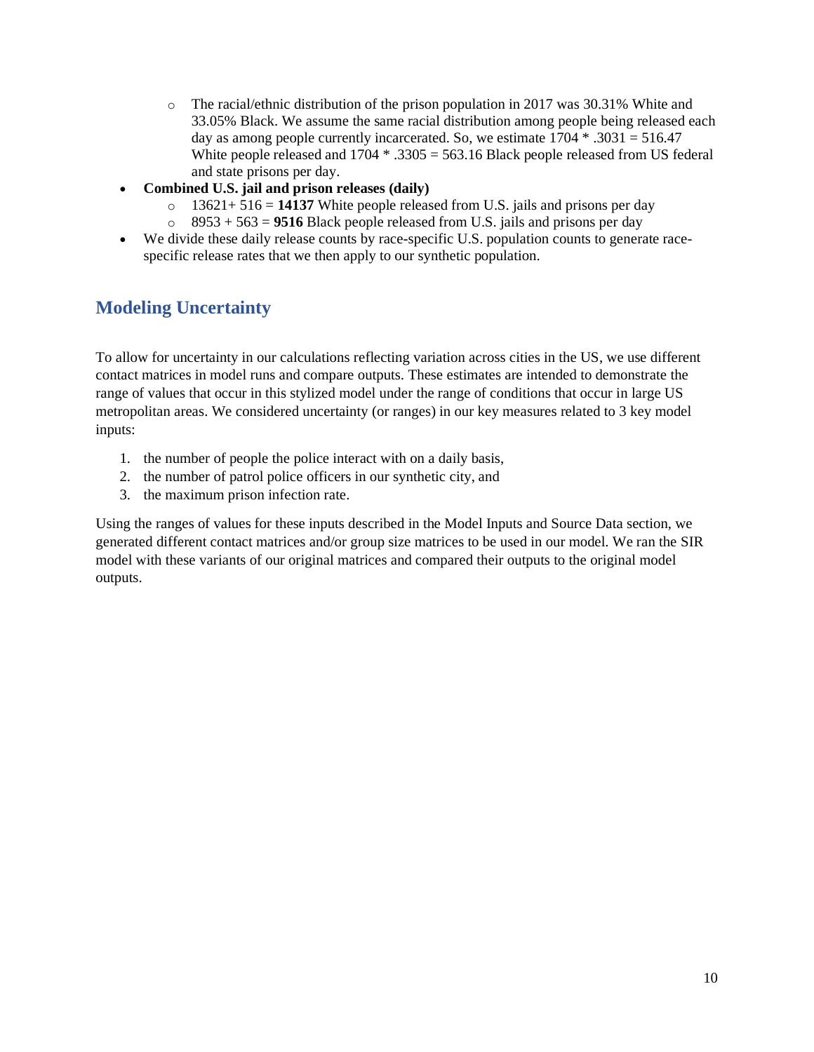- The racial/ethnic distribution of the prison population in 2017 was 30.31% White and 33.05% Black. We assume the same racial distribution among people being released each day as among people currently incarcerated. So, we estimate 1704 * .3031 = 516.47 White people released and 1704 * .3305 = 563.16 Black people released from US federal and state prisons per day.
- **Combined U.S. jail and prison releases (daily)**
  - 13621+ 516 = **14137** White people released from U.S. jails and prisons per day
  - 8953 + 563 = **9516** Black people released from U.S. jails and prisons per day
- We divide these daily release counts by race-specific U.S. population counts to generate race-specific release rates that we then apply to our synthetic population.

## Modeling Uncertainty

To allow for uncertainty in our calculations reflecting variation across cities in the US, we use different contact matrices in model runs and compare outputs. These estimates are intended to demonstrate the range of values that occur in this stylized model under the range of conditions that occur in large US metropolitan areas. We considered uncertainty (or ranges) in our key measures related to 3 key model inputs:

1. the number of people the police interact with on a daily basis,
2. the number of patrol police officers in our synthetic city, and
3. the maximum prison infection rate.

Using the ranges of values for these inputs described in the Model Inputs and Source Data section, we generated different contact matrices and/or group size matrices to be used in our model. We ran the SIR model with these variants of our original matrices and compared their outputs to the original model outputs.